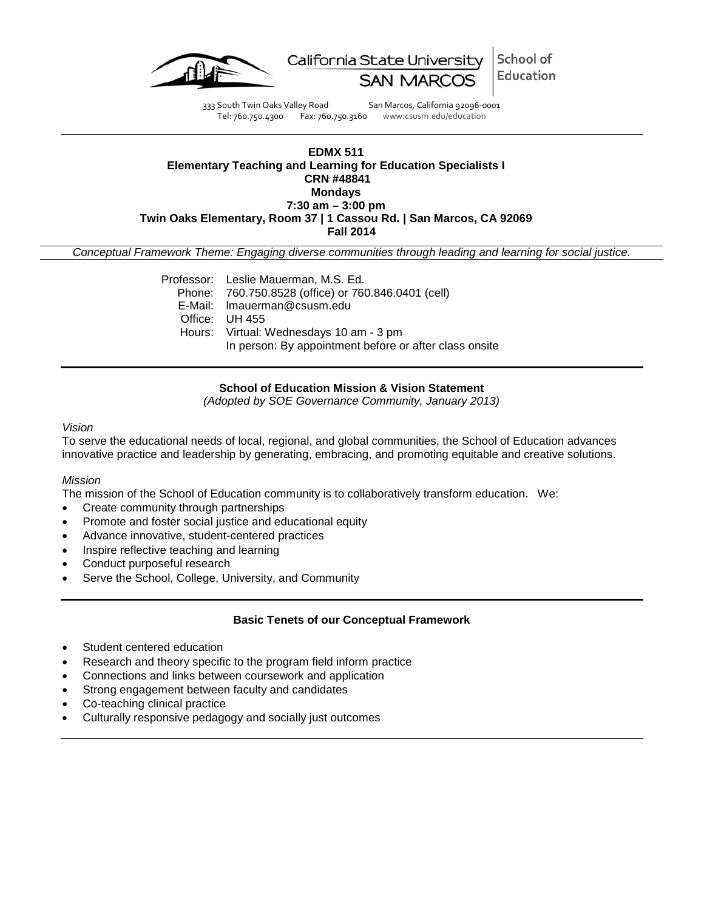California State University SAN MARCOS | School of Education

333 South Twin Oaks Valley Road San Marcos, California 92096-0001
Tel: 760.750.4300 Fax: 760.750.3160 www.csusm.edu/education

**EDMX 511**
**Elementary Teaching and Learning for Education Specialists I**
**CRN #48841**
**Mondays**
**7:30 am – 3:00 pm**
**Twin Oaks Elementary, Room 37 | 1 Cassou Rd. | San Marcos, CA 92069**
**Fall 2014**

*Conceptual Framework Theme: Engaging diverse communities through leading and learning for social justice.*

Professor: Leslie Mauerman, M.S. Ed.
Phone: 760.750.8528 (office) or 760.846.0401 (cell)
E-Mail: lmauerman@csusm.edu
Office: UH 455
Hours: Virtual: Wednesdays 10 am - 3 pm
In person: By appointment before or after class onsite

## School of Education Mission & Vision Statement

*(Adopted by SOE Governance Community, January 2013)*

*Vision*

To serve the educational needs of local, regional, and global communities, the School of Education advances innovative practice and leadership by generating, embracing, and promoting equitable and creative solutions.

*Mission*

The mission of the School of Education community is to collaboratively transform education. We:

- Create community through partnerships
- Promote and foster social justice and educational equity
- Advance innovative, student-centered practices
- Inspire reflective teaching and learning
- Conduct purposeful research
- Serve the School, College, University, and Community

## Basic Tenets of our Conceptual Framework

- Student centered education
- Research and theory specific to the program field inform practice
- Connections and links between coursework and application
- Strong engagement between faculty and candidates
- Co-teaching clinical practice
- Culturally responsive pedagogy and socially just outcomes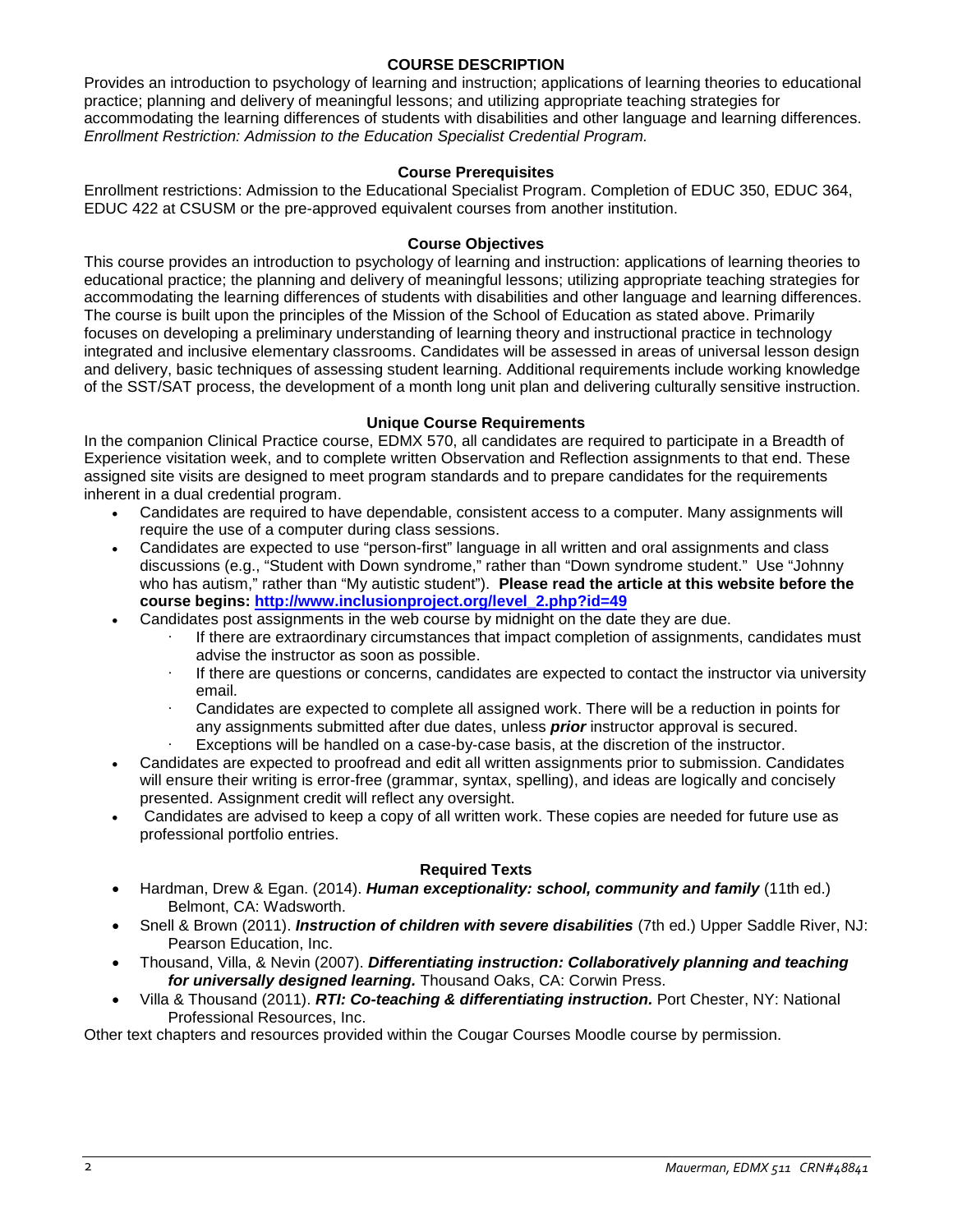## COURSE DESCRIPTION

Provides an introduction to psychology of learning and instruction; applications of learning theories to educational practice; planning and delivery of meaningful lessons; and utilizing appropriate teaching strategies for accommodating the learning differences of students with disabilities and other language and learning differences. *Enrollment Restriction: Admission to the Education Specialist Credential Program.*

### Course Prerequisites

Enrollment restrictions: Admission to the Educational Specialist Program. Completion of EDUC 350, EDUC 364, EDUC 422 at CSUSM or the pre-approved equivalent courses from another institution.

### Course Objectives

This course provides an introduction to psychology of learning and instruction: applications of learning theories to educational practice; the planning and delivery of meaningful lessons; utilizing appropriate teaching strategies for accommodating the learning differences of students with disabilities and other language and learning differences. The course is built upon the principles of the Mission of the School of Education as stated above. Primarily focuses on developing a preliminary understanding of learning theory and instructional practice in technology integrated and inclusive elementary classrooms. Candidates will be assessed in areas of universal lesson design and delivery, basic techniques of assessing student learning. Additional requirements include working knowledge of the SST/SAT process, the development of a month long unit plan and delivering culturally sensitive instruction.

### Unique Course Requirements

In the companion Clinical Practice course, EDMX 570, all candidates are required to participate in a Breadth of Experience visitation week, and to complete written Observation and Reflection assignments to that end. These assigned site visits are designed to meet program standards and to prepare candidates for the requirements inherent in a dual credential program.

- Candidates are required to have dependable, consistent access to a computer. Many assignments will require the use of a computer during class sessions.
- Candidates are expected to use "person-first" language in all written and oral assignments and class discussions (e.g., "Student with Down syndrome," rather than "Down syndrome student." Use "Johnny who has autism," rather than "My autistic student"). **Please read the article at this website before the course begins: [http://www.inclusionproject.org/level_2.php?id=49](http://www.inclusionproject.org/level_2.php?id=49)**
- Candidates post assignments in the web course by midnight on the date they are due.
  - If there are extraordinary circumstances that impact completion of assignments, candidates must advise the instructor as soon as possible.
  - If there are questions or concerns, candidates are expected to contact the instructor via university email.
  - Candidates are expected to complete all assigned work. There will be a reduction in points for any assignments submitted after due dates, unless ***prior*** instructor approval is secured.
  - Exceptions will be handled on a case-by-case basis, at the discretion of the instructor.
- Candidates are expected to proofread and edit all written assignments prior to submission. Candidates will ensure their writing is error-free (grammar, syntax, spelling), and ideas are logically and concisely presented. Assignment credit will reflect any oversight.
- Candidates are advised to keep a copy of all written work. These copies are needed for future use as professional portfolio entries.

### Required Texts

- Hardman, Drew & Egan. (2014). ***Human exceptionality: school, community and family*** (11th ed.) Belmont, CA: Wadsworth.
- Snell & Brown (2011). ***Instruction of children with severe disabilities*** (7th ed.) Upper Saddle River, NJ: Pearson Education, Inc.
- Thousand, Villa, & Nevin (2007). ***Differentiating instruction: Collaboratively planning and teaching for universally designed learning.*** Thousand Oaks, CA: Corwin Press.
- Villa & Thousand (2011). ***RTI: Co-teaching & differentiating instruction.*** Port Chester, NY: National Professional Resources, Inc.

Other text chapters and resources provided within the Cougar Courses Moodle course by permission.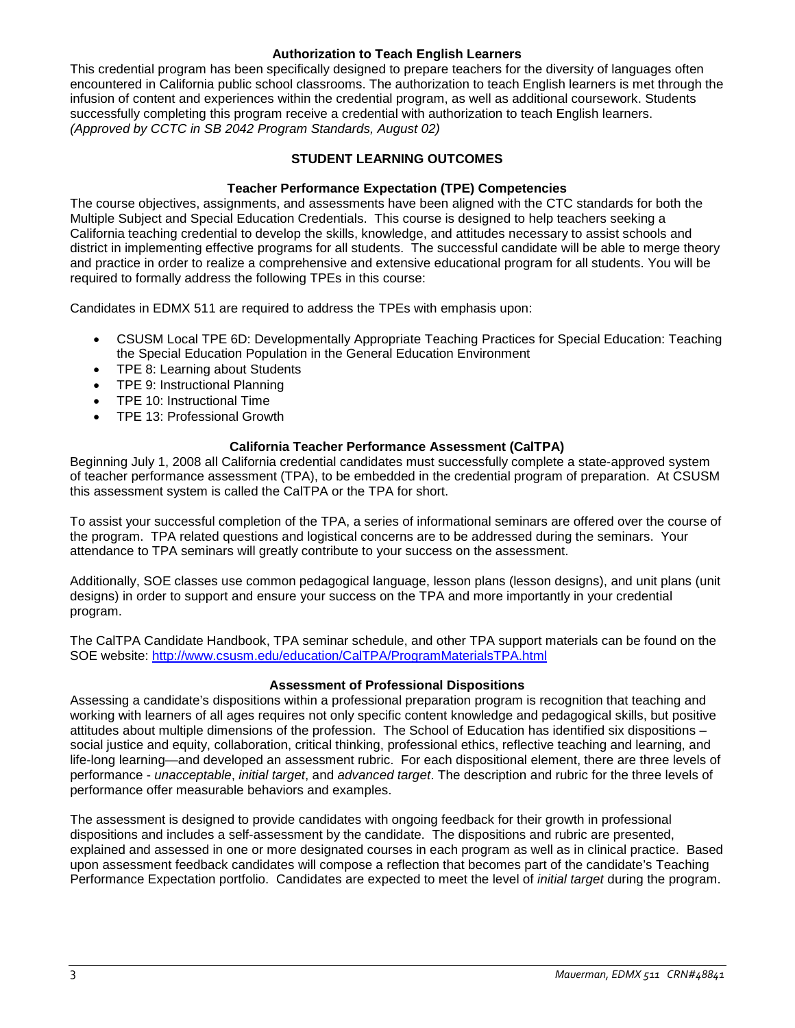### Authorization to Teach English Learners

This credential program has been specifically designed to prepare teachers for the diversity of languages often encountered in California public school classrooms. The authorization to teach English learners is met through the infusion of content and experiences within the credential program, as well as additional coursework. Students successfully completing this program receive a credential with authorization to teach English learners.
*(Approved by CCTC in SB 2042 Program Standards, August 02)*

## STUDENT LEARNING OUTCOMES

### Teacher Performance Expectation (TPE) Competencies

The course objectives, assignments, and assessments have been aligned with the CTC standards for both the Multiple Subject and Special Education Credentials. This course is designed to help teachers seeking a California teaching credential to develop the skills, knowledge, and attitudes necessary to assist schools and district in implementing effective programs for all students. The successful candidate will be able to merge theory and practice in order to realize a comprehensive and extensive educational program for all students. You will be required to formally address the following TPEs in this course:

Candidates in EDMX 511 are required to address the TPEs with emphasis upon:

- CSUSM Local TPE 6D: Developmentally Appropriate Teaching Practices for Special Education: Teaching the Special Education Population in the General Education Environment
- TPE 8: Learning about Students
- TPE 9: Instructional Planning
- TPE 10: Instructional Time
- TPE 13: Professional Growth

### California Teacher Performance Assessment (CalTPA)

Beginning July 1, 2008 all California credential candidates must successfully complete a state-approved system of teacher performance assessment (TPA), to be embedded in the credential program of preparation. At CSUSM this assessment system is called the CalTPA or the TPA for short.

To assist your successful completion of the TPA, a series of informational seminars are offered over the course of the program. TPA related questions and logistical concerns are to be addressed during the seminars. Your attendance to TPA seminars will greatly contribute to your success on the assessment.

Additionally, SOE classes use common pedagogical language, lesson plans (lesson designs), and unit plans (unit designs) in order to support and ensure your success on the TPA and more importantly in your credential program.

The CalTPA Candidate Handbook, TPA seminar schedule, and other TPA support materials can be found on the SOE website: http://www.csusm.edu/education/CalTPA/ProgramMaterialsTPA.html

### Assessment of Professional Dispositions

Assessing a candidate's dispositions within a professional preparation program is recognition that teaching and working with learners of all ages requires not only specific content knowledge and pedagogical skills, but positive attitudes about multiple dimensions of the profession. The School of Education has identified six dispositions – social justice and equity, collaboration, critical thinking, professional ethics, reflective teaching and learning, and life-long learning—and developed an assessment rubric. For each dispositional element, there are three levels of performance - *unacceptable*, *initial target*, and *advanced target*. The description and rubric for the three levels of performance offer measurable behaviors and examples.

The assessment is designed to provide candidates with ongoing feedback for their growth in professional dispositions and includes a self-assessment by the candidate. The dispositions and rubric are presented, explained and assessed in one or more designated courses in each program as well as in clinical practice. Based upon assessment feedback candidates will compose a reflection that becomes part of the candidate's Teaching Performance Expectation portfolio. Candidates are expected to meet the level of *initial target* during the program.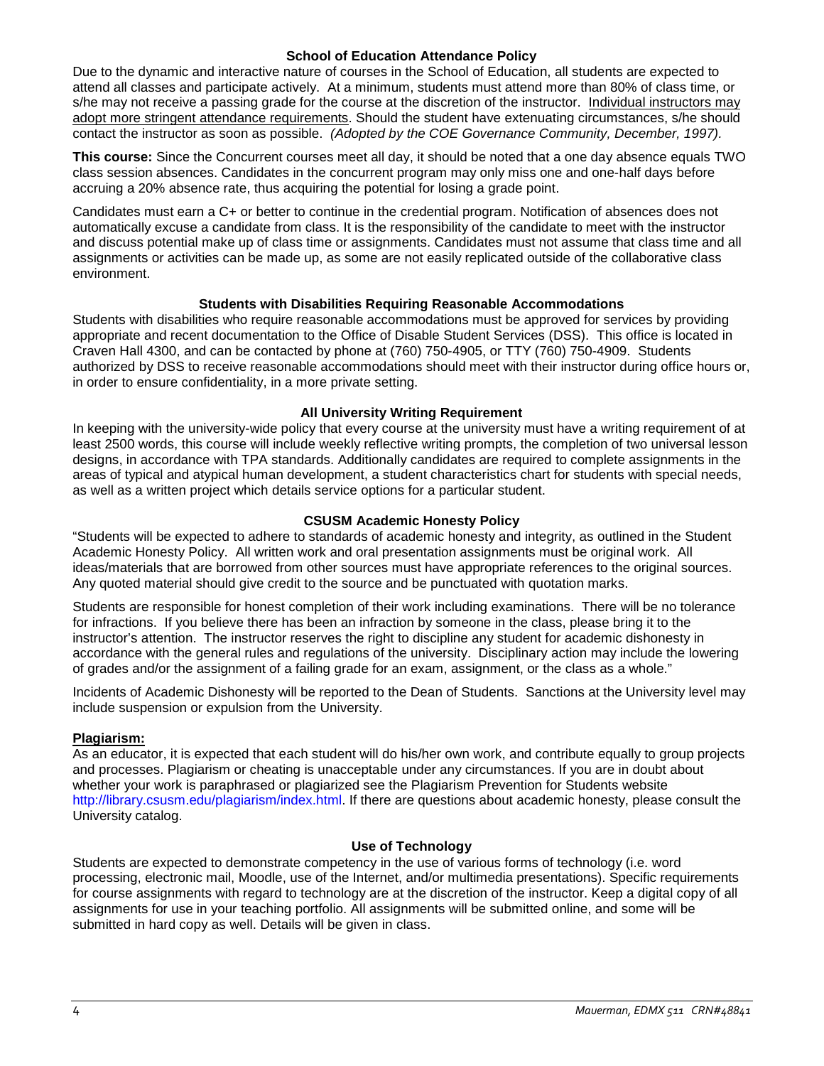### School of Education Attendance Policy

Due to the dynamic and interactive nature of courses in the School of Education, all students are expected to attend all classes and participate actively. At a minimum, students must attend more than 80% of class time, or s/he may not receive a passing grade for the course at the discretion of the instructor. Individual instructors may adopt more stringent attendance requirements. Should the student have extenuating circumstances, s/he should contact the instructor as soon as possible. *(Adopted by the COE Governance Community, December, 1997).*

**This course:** Since the Concurrent courses meet all day, it should be noted that a one day absence equals TWO class session absences. Candidates in the concurrent program may only miss one and one-half days before accruing a 20% absence rate, thus acquiring the potential for losing a grade point.

Candidates must earn a C+ or better to continue in the credential program. Notification of absences does not automatically excuse a candidate from class. It is the responsibility of the candidate to meet with the instructor and discuss potential make up of class time or assignments. Candidates must not assume that class time and all assignments or activities can be made up, as some are not easily replicated outside of the collaborative class environment.

### Students with Disabilities Requiring Reasonable Accommodations

Students with disabilities who require reasonable accommodations must be approved for services by providing appropriate and recent documentation to the Office of Disable Student Services (DSS). This office is located in Craven Hall 4300, and can be contacted by phone at (760) 750-4905, or TTY (760) 750-4909. Students authorized by DSS to receive reasonable accommodations should meet with their instructor during office hours or, in order to ensure confidentiality, in a more private setting.

### All University Writing Requirement

In keeping with the university-wide policy that every course at the university must have a writing requirement of at least 2500 words, this course will include weekly reflective writing prompts, the completion of two universal lesson designs, in accordance with TPA standards. Additionally candidates are required to complete assignments in the areas of typical and atypical human development, a student characteristics chart for students with special needs, as well as a written project which details service options for a particular student.

### CSUSM Academic Honesty Policy

"Students will be expected to adhere to standards of academic honesty and integrity, as outlined in the Student Academic Honesty Policy. All written work and oral presentation assignments must be original work. All ideas/materials that are borrowed from other sources must have appropriate references to the original sources. Any quoted material should give credit to the source and be punctuated with quotation marks.

Students are responsible for honest completion of their work including examinations. There will be no tolerance for infractions. If you believe there has been an infraction by someone in the class, please bring it to the instructor's attention. The instructor reserves the right to discipline any student for academic dishonesty in accordance with the general rules and regulations of the university. Disciplinary action may include the lowering of grades and/or the assignment of a failing grade for an exam, assignment, or the class as a whole."

Incidents of Academic Dishonesty will be reported to the Dean of Students. Sanctions at the University level may include suspension or expulsion from the University.

**Plagiarism:**

As an educator, it is expected that each student will do his/her own work, and contribute equally to group projects and processes. Plagiarism or cheating is unacceptable under any circumstances. If you are in doubt about whether your work is paraphrased or plagiarized see the Plagiarism Prevention for Students website http://library.csusm.edu/plagiarism/index.html. If there are questions about academic honesty, please consult the University catalog.

### Use of Technology

Students are expected to demonstrate competency in the use of various forms of technology (i.e. word processing, electronic mail, Moodle, use of the Internet, and/or multimedia presentations). Specific requirements for course assignments with regard to technology are at the discretion of the instructor. Keep a digital copy of all assignments for use in your teaching portfolio. All assignments will be submitted online, and some will be submitted in hard copy as well. Details will be given in class.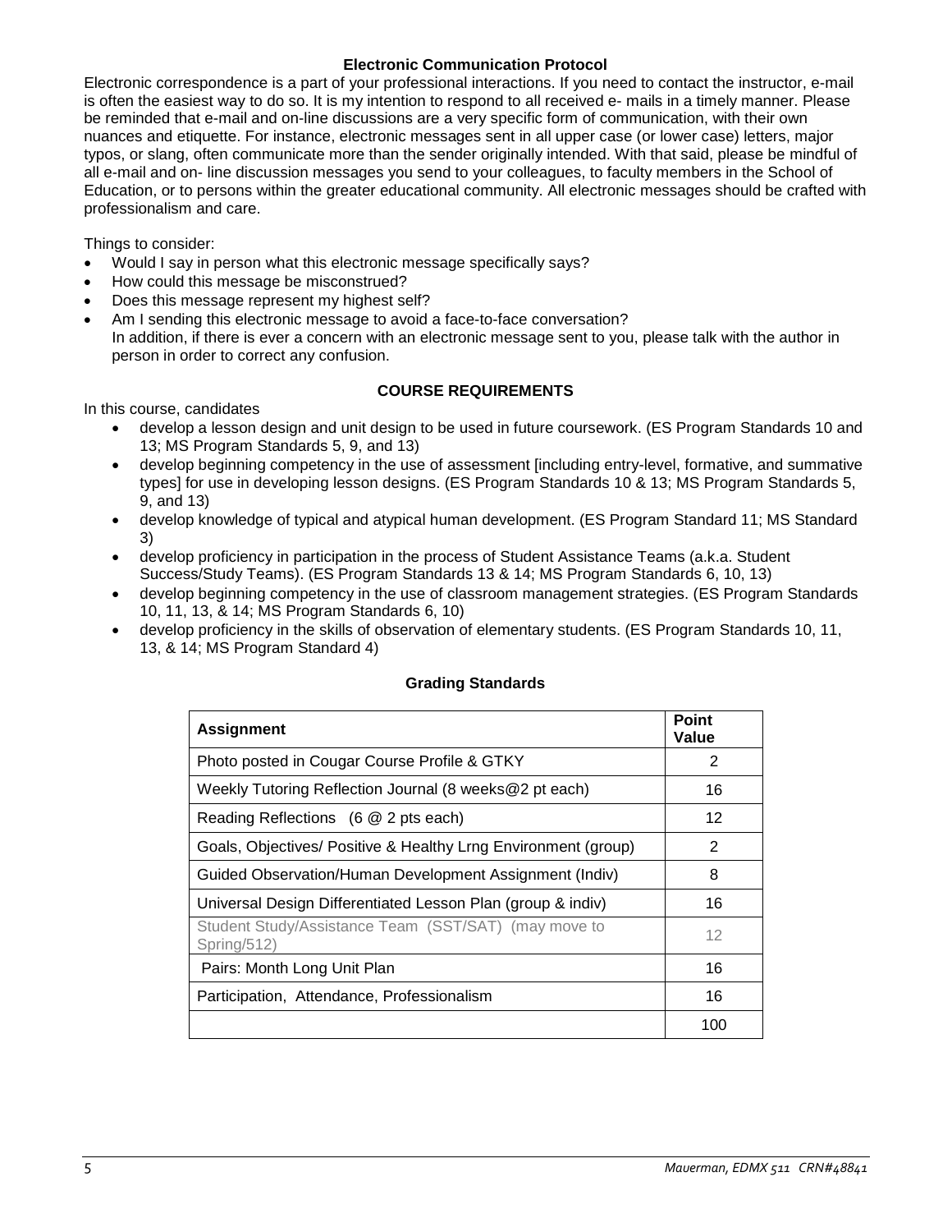**Electronic Communication Protocol**

Electronic correspondence is a part of your professional interactions. If you need to contact the instructor, e-mail is often the easiest way to do so. It is my intention to respond to all received e- mails in a timely manner. Please be reminded that e-mail and on-line discussions are a very specific form of communication, with their own nuances and etiquette. For instance, electronic messages sent in all upper case (or lower case) letters, major typos, or slang, often communicate more than the sender originally intended. With that said, please be mindful of all e-mail and on- line discussion messages you send to your colleagues, to faculty members in the School of Education, or to persons within the greater educational community. All electronic messages should be crafted with professionalism and care.

Things to consider:

- Would I say in person what this electronic message specifically says?
- How could this message be misconstrued?
- Does this message represent my highest self?
- Am I sending this electronic message to avoid a face-to-face conversation?
  In addition, if there is ever a concern with an electronic message sent to you, please talk with the author in person in order to correct any confusion.

## COURSE REQUIREMENTS

In this course, candidates

- develop a lesson design and unit design to be used in future coursework. (ES Program Standards 10 and 13; MS Program Standards 5, 9, and 13)
- develop beginning competency in the use of assessment [including entry-level, formative, and summative types] for use in developing lesson designs. (ES Program Standards 10 & 13; MS Program Standards 5, 9, and 13)
- develop knowledge of typical and atypical human development. (ES Program Standard 11; MS Standard 3)
- develop proficiency in participation in the process of Student Assistance Teams (a.k.a. Student Success/Study Teams). (ES Program Standards 13 & 14; MS Program Standards 6, 10, 13)
- develop beginning competency in the use of classroom management strategies. (ES Program Standards 10, 11, 13, & 14; MS Program Standards 6, 10)
- develop proficiency in the skills of observation of elementary students. (ES Program Standards 10, 11, 13, & 14; MS Program Standard 4)

**Grading Standards**

| Assignment | Point Value |
|---|---|
| Photo posted in Cougar Course Profile & GTKY | 2 |
| Weekly Tutoring Reflection Journal (8 weeks@2 pt each) | 16 |
| Reading Reflections (6 @ 2 pts each) | 12 |
| Goals, Objectives/ Positive & Healthy Lrng Environment (group) | 2 |
| Guided Observation/Human Development Assignment (Indiv) | 8 |
| Universal Design Differentiated Lesson Plan (group & indiv) | 16 |
| Student Study/Assistance Team (SST/SAT) (may move to Spring/512) | 12 |
| Pairs: Month Long Unit Plan | 16 |
| Participation, Attendance, Professionalism | 16 |
| | 100 |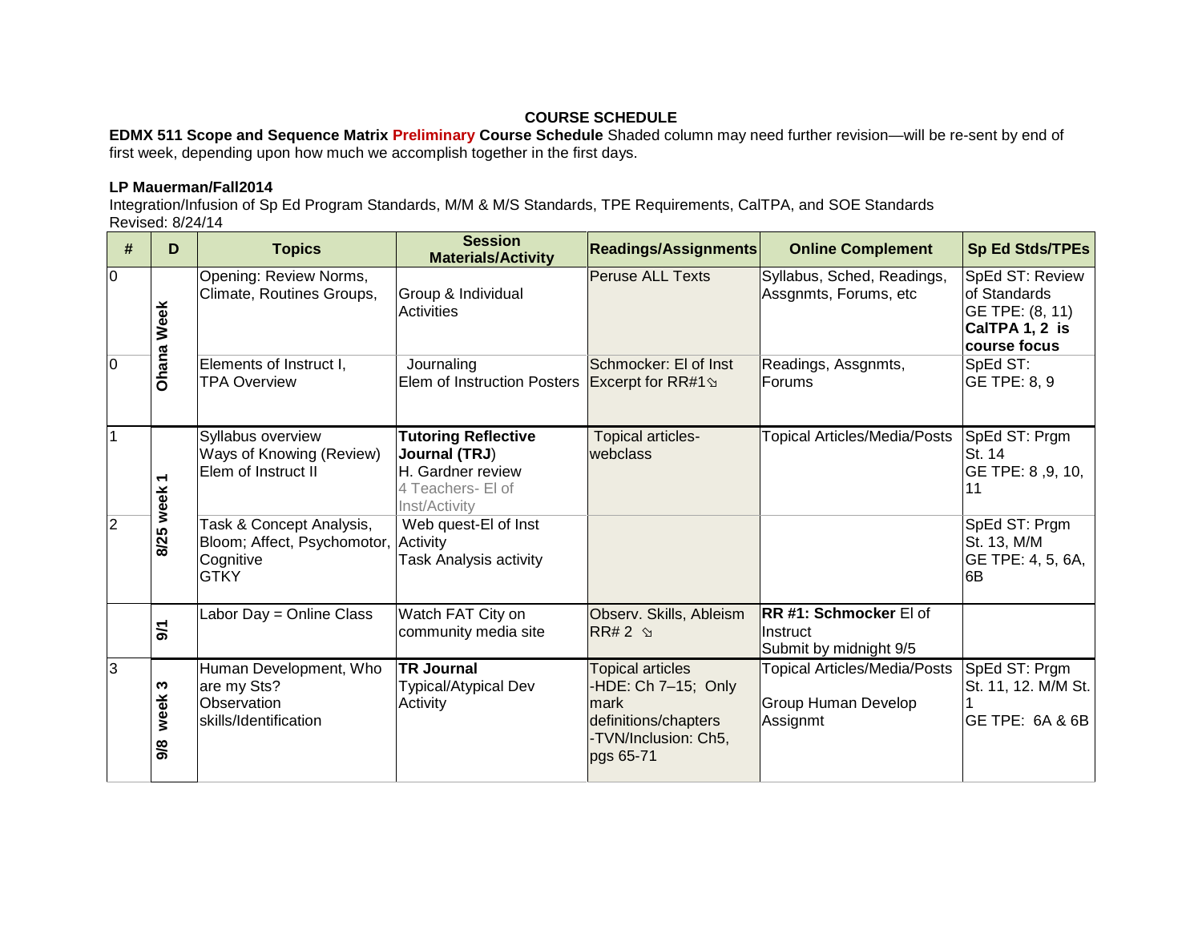## COURSE SCHEDULE

**EDMX 511 Scope and Sequence Matrix Preliminary Course Schedule** Shaded column may need further revision—will be re-sent by end of first week, depending upon how much we accomplish together in the first days.

**LP Mauerman/Fall2014**
Integration/Infusion of Sp Ed Program Standards, M/M & M/S Standards, TPE Requirements, CalTPA, and SOE Standards
Revised: 8/24/14

| # | D | Topics | Session Materials/Activity | Readings/Assignments | Online Complement | Sp Ed Stds/TPEs |
|---|---|---|---|---|---|---|
| 0 | Ohana Week | Opening: Review Norms, Climate, Routines Groups, | Group & Individual Activities | Peruse ALL Texts | Syllabus, Sched, Readings, Assgnmts, Forums, etc | SpEd ST: Review of Standards<br>GE TPE: (8, 11)<br>**CalTPA 1, 2 is course focus** |
| 0 | | Elements of Instruct I, TPA Overview | Journaling<br>Elem of Instruction Posters | Schmocker: El of Inst Excerpt for RR#1 | Readings, Assgnmts, Forums | SpEd ST:<br>GE TPE: 8, 9 |
| 1 | 8/25 week 1 | Syllabus overview<br>Ways of Knowing (Review)<br>Elem of Instruct II | **Tutoring Reflective Journal (TRJ)**<br>H. Gardner review<br>4 Teachers- El of Inst/Activity | Topical articles-webclass | Topical Articles/Media/Posts | SpEd ST: Prgm St. 14<br>GE TPE: 8 ,9, 10, 11 |
| 2 | | Task & Concept Analysis, Bloom; Affect, Psychomotor, Cognitive<br>GTKY | Web quest-El of Inst Activity<br>Task Analysis activity | | | SpEd ST: Prgm St. 13, M/M<br>GE TPE: 4, 5, 6A, 6B |
| | 9/1 | Labor Day = Online Class | Watch FAT City on community media site | Observ. Skills, Ableism<br>RR# 2 | **RR #1: Schmocker** El of Instruct<br>Submit by midnight 9/5 | |
| 3 | 9/8 week 3 | Human Development, Who are my Sts?<br>Observation skills/Identification | **TR Journal**<br>Typical/Atypical Dev Activity | Topical articles<br>-HDE: Ch 7–15; Only mark definitions/chapters<br>-TVN/Inclusion: Ch5, pgs 65-71 | Topical Articles/Media/Posts<br><br>Group Human Develop Assignmt | SpEd ST: Prgm St. 11, 12. M/M St. 1<br>GE TPE: 6A & 6B |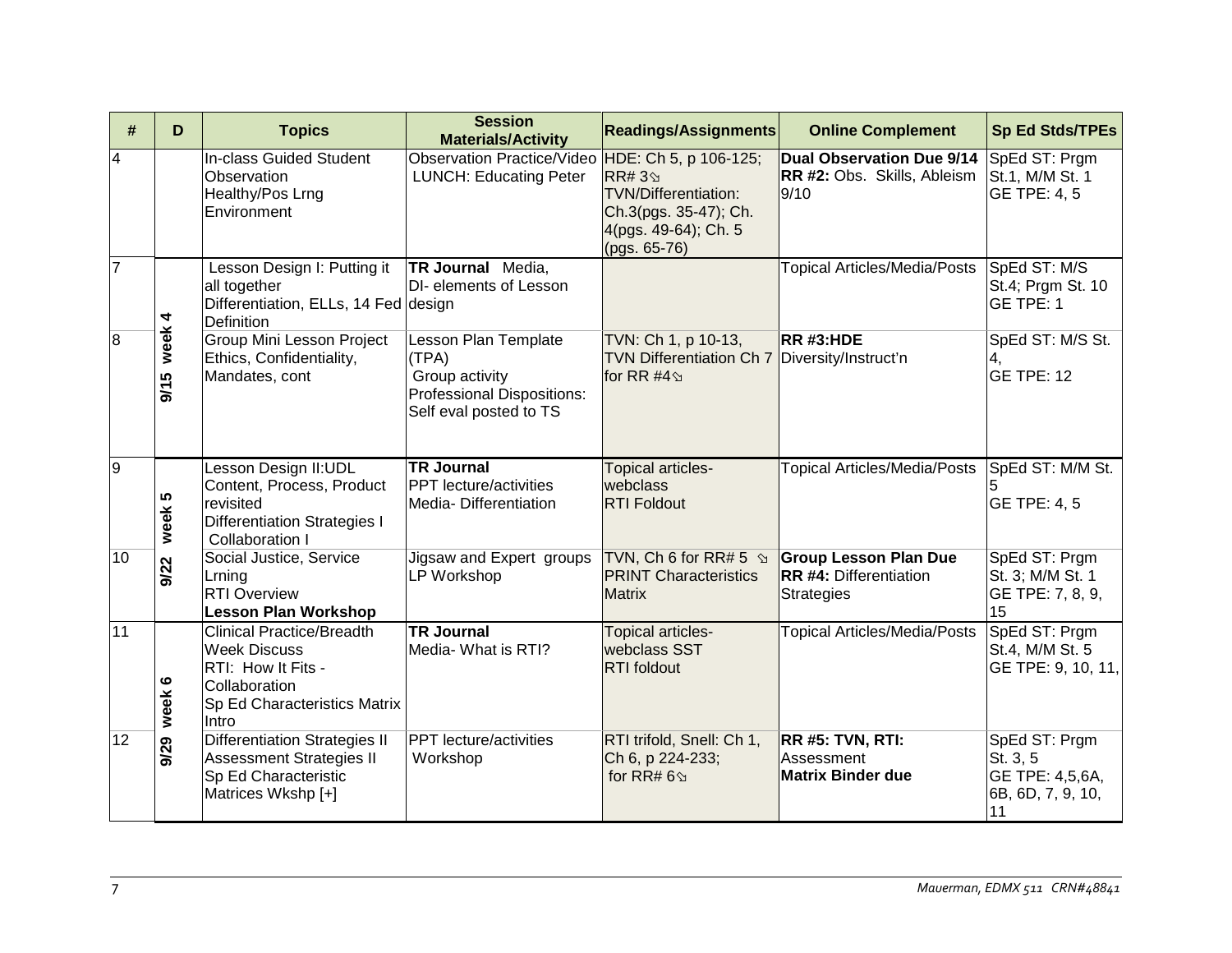| # | D | Topics | Session Materials/Activity | Readings/Assignments | Online Complement | Sp Ed Stds/TPEs |
|---|---|---|---|---|---|---|
| 4 | | In-class Guided Student Observation<br>Healthy/Pos Lrng Environment | Observation Practice/Video<br>LUNCH: Educating Peter | HDE: Ch 5, p 106-125; RR# 3⍉<br>TVN/Differentiation: Ch.3(pgs. 35-47); Ch. 4(pgs. 49-64); Ch. 5 (pgs. 65-76) | **Dual Observation Due 9/14**<br>**RR #2:** Obs. Skills, Ableism 9/10 | SpEd ST: Prgm St.1, M/M St. 1<br>GE TPE: 4, 5 |
| 7 | 9/15 week 4 | Lesson Design I: Putting it all together<br>Differentiation, ELLs, 14 Fed Definition | **TR Journal** Media,<br>DI- elements of Lesson design | | Topical Articles/Media/Posts | SpEd ST: M/S St.4; Prgm St. 10<br>GE TPE: 1 |
| 8 | | Group Mini Lesson Project<br>Ethics, Confidentiality, Mandates, cont | Lesson Plan Template (TPA)<br>Group activity<br>Professional Dispositions: Self eval posted to TS | TVN: Ch 1, p 10-13,<br>TVN Differentiation Ch 7 for RR #4⍉ | **RR #3:HDE**<br>Diversity/Instruct'n | SpEd ST: M/S St. 4,<br>GE TPE: 12 |
| 9 | 9/22 week 5 | Lesson Design II:UDL<br>Content, Process, Product revisited<br>Differentiation Strategies I<br>Collaboration I | **TR Journal**<br>PPT lecture/activities<br>Media- Differentiation | Topical articles-webclass<br>RTI Foldout | Topical Articles/Media/Posts | SpEd ST: M/M St. 5<br>GE TPE: 4, 5 |
| 10 | | Social Justice, Service Lrning<br>RTI Overview<br>**Lesson Plan Workshop** | Jigsaw and Expert groups<br>LP Workshop | TVN, Ch 6 for RR# 5 ⍉<br>PRINT Characteristics Matrix | **Group Lesson Plan Due**<br>**RR #4:** Differentiation Strategies | SpEd ST: Prgm St. 3; M/M St. 1<br>GE TPE: 7, 8, 9, 15 |
| 11 | 9/29 week 6 | Clinical Practice/Breadth Week Discuss<br>RTI: How It Fits - Collaboration<br>Sp Ed Characteristics Matrix Intro | **TR Journal**<br>Media- What is RTI? | Topical articles-webclass SST<br>RTI foldout | Topical Articles/Media/Posts | SpEd ST: Prgm St.4, M/M St. 5<br>GE TPE: 9, 10, 11, |
| 12 | | Differentiation Strategies II<br>Assessment Strategies II<br>Sp Ed Characteristic Matrices Wkshp [+] | PPT lecture/activities<br>Workshop | RTI trifold, Snell: Ch 1, Ch 6, p 224-233;<br>for RR# 6⍉ | **RR #5: TVN, RTI:** Assessment<br>**Matrix Binder due** | SpEd ST: Prgm St. 3, 5<br>GE TPE: 4,5,6A, 6B, 6D, 7, 9, 10, 11 |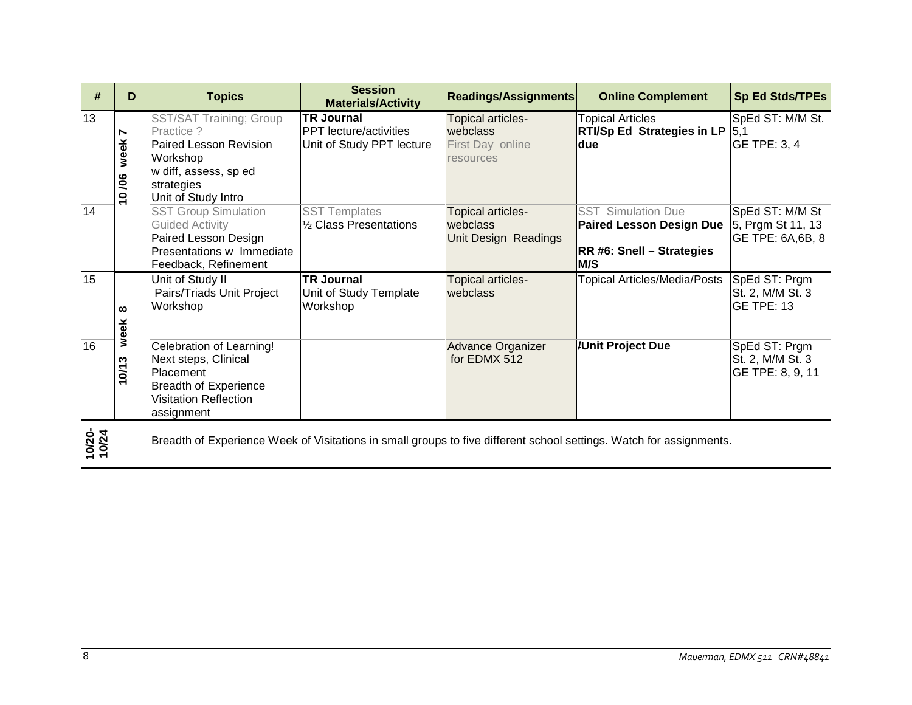| # | D | Topics | Session Materials/Activity | Readings/Assignments | Online Complement | Sp Ed Stds/TPEs |
|---|---|---|---|---|---|---|
| 13 | 10 /06 week 7 | SST/SAT Training; Group Practice ?<br>Paired Lesson Revision Workshop<br>w diff, assess, sp ed strategies<br>Unit of Study Intro | **TR Journal**<br>PPT lecture/activities<br>Unit of Study PPT lecture | Topical articles-webclass<br>First Day online resources | Topical Articles<br>**RTI/Sp Ed Strategies in LP due** | SpEd ST: M/M St. 5,1<br>GE TPE: 3, 4 |
| 14 | | SST Group Simulation Guided Activity<br>Paired Lesson Design Presentations w Immediate Feedback, Refinement | SST Templates<br>½ Class Presentations | Topical articles-webclass<br>Unit Design Readings | SST Simulation Due<br>**Paired Lesson Design Due**<br><br>**RR #6: Snell – Strategies M/S** | SpEd ST: M/M St 5, Prgm St 11, 13<br>GE TPE: 6A,6B, 8 |
| 15 | 10/13 week 8 | Unit of Study II<br>Pairs/Triads Unit Project Workshop | **TR Journal**<br>Unit of Study Template Workshop | Topical articles-webclass | Topical Articles/Media/Posts | SpEd ST: Prgm St. 2, M/M St. 3<br>GE TPE: 13 |
| 16 | | Celebration of Learning!<br>Next steps, Clinical Placement<br>Breadth of Experience Visitation Reflection assignment | | Advance Organizer for EDMX 512 | **/Unit Project Due** | SpEd ST: Prgm St. 2, M/M St. 3<br>GE TPE: 8, 9, 11 |
| 10/20-10/24 | | Breadth of Experience Week of Visitations in small groups to five different school settings. Watch for assignments. | | | | |